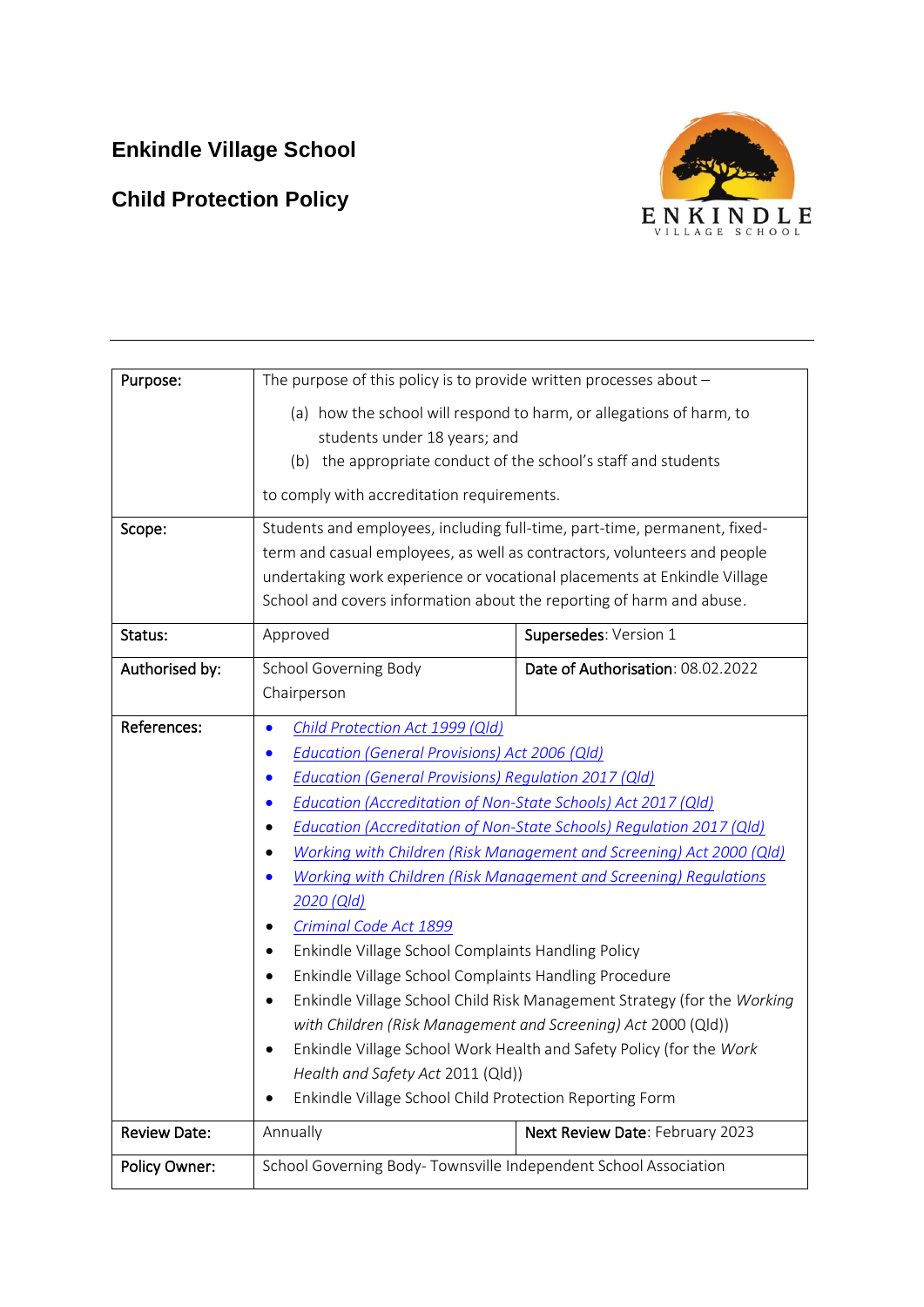# Enkindle Village School

## Child Protection Policy

---

| | | |
|---|---|---|
| **Purpose:** | The purpose of this policy is to provide written processes about –<br>(a) how the school will respond to harm, or allegations of harm, to students under 18 years; and<br>(b) the appropriate conduct of the school's staff and students<br>to comply with accreditation requirements. | |
| **Scope:** | Students and employees, including full-time, part-time, permanent, fixed-term and casual employees, as well as contractors, volunteers and people undertaking work experience or vocational placements at Enkindle Village School and covers information about the reporting of harm and abuse. | |
| **Status:** | Approved | **Supersedes**: Version 1 |
| **Authorised by:** | School Governing Body Chairperson | **Date of Authorisation**: 08.02.2022 |
| **References:** | • *Child Protection Act 1999 (Qld)*<br>• *Education (General Provisions) Act 2006 (Qld)*<br>• *Education (General Provisions) Regulation 2017 (Qld)*<br>• *Education (Accreditation of Non-State Schools) Act 2017 (Qld)*<br>• *Education (Accreditation of Non-State Schools) Regulation 2017 (Qld)*<br>• *Working with Children (Risk Management and Screening) Act 2000 (Qld)*<br>• *Working with Children (Risk Management and Screening) Regulations 2020 (Qld)*<br>• *Criminal Code Act 1899*<br>• Enkindle Village School Complaints Handling Policy<br>• Enkindle Village School Complaints Handling Procedure<br>• Enkindle Village School Child Risk Management Strategy (for the *Working with Children (Risk Management and Screening) Act* 2000 (Qld))<br>• Enkindle Village School Work Health and Safety Policy (for the *Work Health and Safety Act* 2011 (Qld))<br>• Enkindle Village School Child Protection Reporting Form | |
| **Review Date:** | Annually | **Next Review Date**: February 2023 |
| **Policy Owner:** | School Governing Body- Townsville Independent School Association | |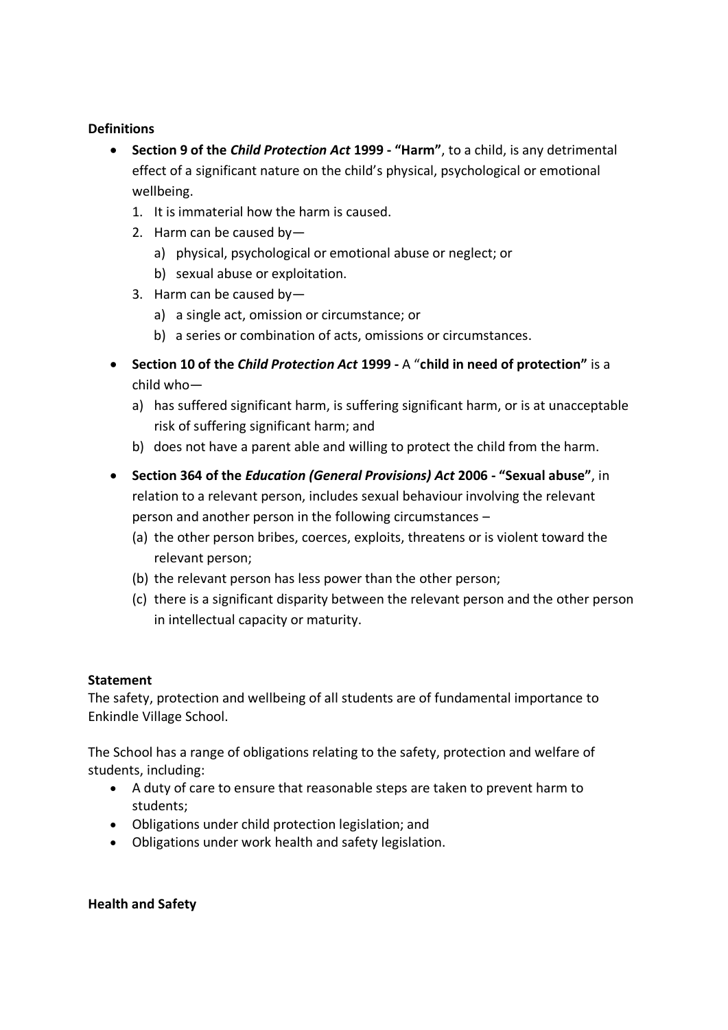**Definitions**

- **Section 9 of the *Child Protection Act* 1999 - "Harm"**, to a child, is any detrimental effect of a significant nature on the child's physical, psychological or emotional wellbeing.
  1. It is immaterial how the harm is caused.
  2. Harm can be caused by—
     a) physical, psychological or emotional abuse or neglect; or
     b) sexual abuse or exploitation.
  3. Harm can be caused by—
     a) a single act, omission or circumstance; or
     b) a series or combination of acts, omissions or circumstances.
- **Section 10 of the *Child Protection Act* 1999 -** A "**child in need of protection"** is a child who—
  a) has suffered significant harm, is suffering significant harm, or is at unacceptable risk of suffering significant harm; and
  b) does not have a parent able and willing to protect the child from the harm.
- **Section 364 of the *Education (General Provisions) Act* 2006 - "Sexual abuse"**, in relation to a relevant person, includes sexual behaviour involving the relevant person and another person in the following circumstances –
  (a) the other person bribes, coerces, exploits, threatens or is violent toward the relevant person;
  (b) the relevant person has less power than the other person;
  (c) there is a significant disparity between the relevant person and the other person in intellectual capacity or maturity.

**Statement**

The safety, protection and wellbeing of all students are of fundamental importance to Enkindle Village School.

The School has a range of obligations relating to the safety, protection and welfare of students, including:

- A duty of care to ensure that reasonable steps are taken to prevent harm to students;
- Obligations under child protection legislation; and
- Obligations under work health and safety legislation.

**Health and Safety**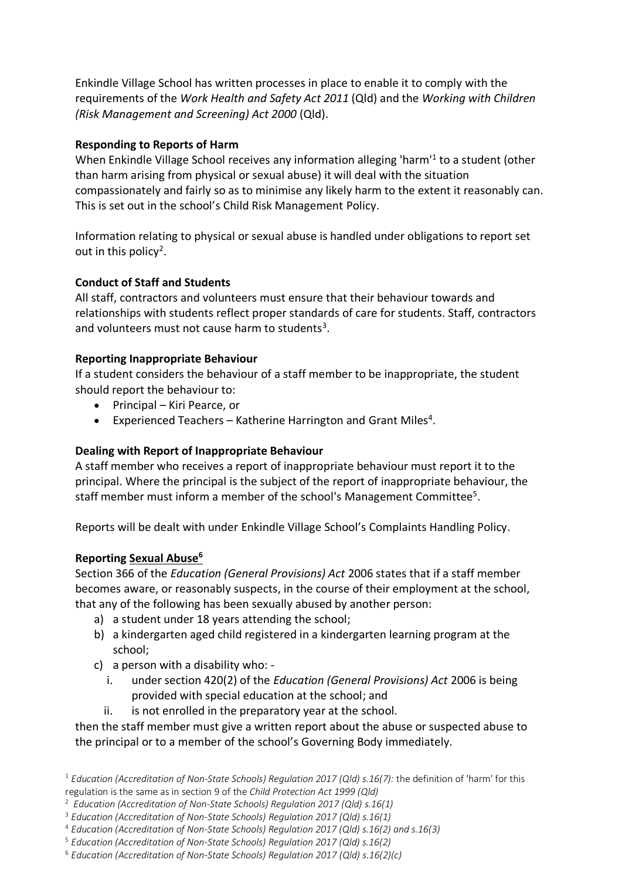Enkindle Village School has written processes in place to enable it to comply with the requirements of the *Work Health and Safety Act 2011* (Qld) and the *Working with Children (Risk Management and Screening) Act 2000* (Qld).

**Responding to Reports of Harm**

When Enkindle Village School receives any information alleging 'harm'[1] to a student (other than harm arising from physical or sexual abuse) it will deal with the situation compassionately and fairly so as to minimise any likely harm to the extent it reasonably can. This is set out in the school's Child Risk Management Policy.

Information relating to physical or sexual abuse is handled under obligations to report set out in this policy[2].

**Conduct of Staff and Students**

All staff, contractors and volunteers must ensure that their behaviour towards and relationships with students reflect proper standards of care for students. Staff, contractors and volunteers must not cause harm to students[3].

**Reporting Inappropriate Behaviour**

If a student considers the behaviour of a staff member to be inappropriate, the student should report the behaviour to:

- Principal – Kiri Pearce, or
- Experienced Teachers – Katherine Harrington and Grant Miles[4].

**Dealing with Report of Inappropriate Behaviour**

A staff member who receives a report of inappropriate behaviour must report it to the principal. Where the principal is the subject of the report of inappropriate behaviour, the staff member must inform a member of the school's Management Committee[5].

Reports will be dealt with under Enkindle Village School's Complaints Handling Policy.

**Reporting <u>Sexual Abuse</u>[6]**

Section 366 of the *Education (General Provisions) Act* 2006 states that if a staff member becomes aware, or reasonably suspects, in the course of their employment at the school, that any of the following has been sexually abused by another person:

a) a student under 18 years attending the school;
b) a kindergarten aged child registered in a kindergarten learning program at the school;
c) a person with a disability who: -
   i. under section 420(2) of the *Education (General Provisions) Act* 2006 is being provided with special education at the school; and
   ii. is not enrolled in the preparatory year at the school.

then the staff member must give a written report about the abuse or suspected abuse to the principal or to a member of the school's Governing Body immediately.

[1] *Education (Accreditation of Non-State Schools) Regulation 2017 (Qld) s.16(7):* the definition of 'harm' for this regulation is the same as in section 9 of the *Child Protection Act 1999 (Qld)*

[2] *Education (Accreditation of Non-State Schools) Regulation 2017 (Qld) s.16(1)*

[3] *Education (Accreditation of Non-State Schools) Regulation 2017 (Qld) s.16(1)*

[4] *Education (Accreditation of Non-State Schools) Regulation 2017 (Qld) s.16(2) and s.16(3)*

[5] *Education (Accreditation of Non-State Schools) Regulation 2017 (Qld) s.16(2)*

[6] *Education (Accreditation of Non-State Schools) Regulation 2017 (Qld) s.16(2)(c)*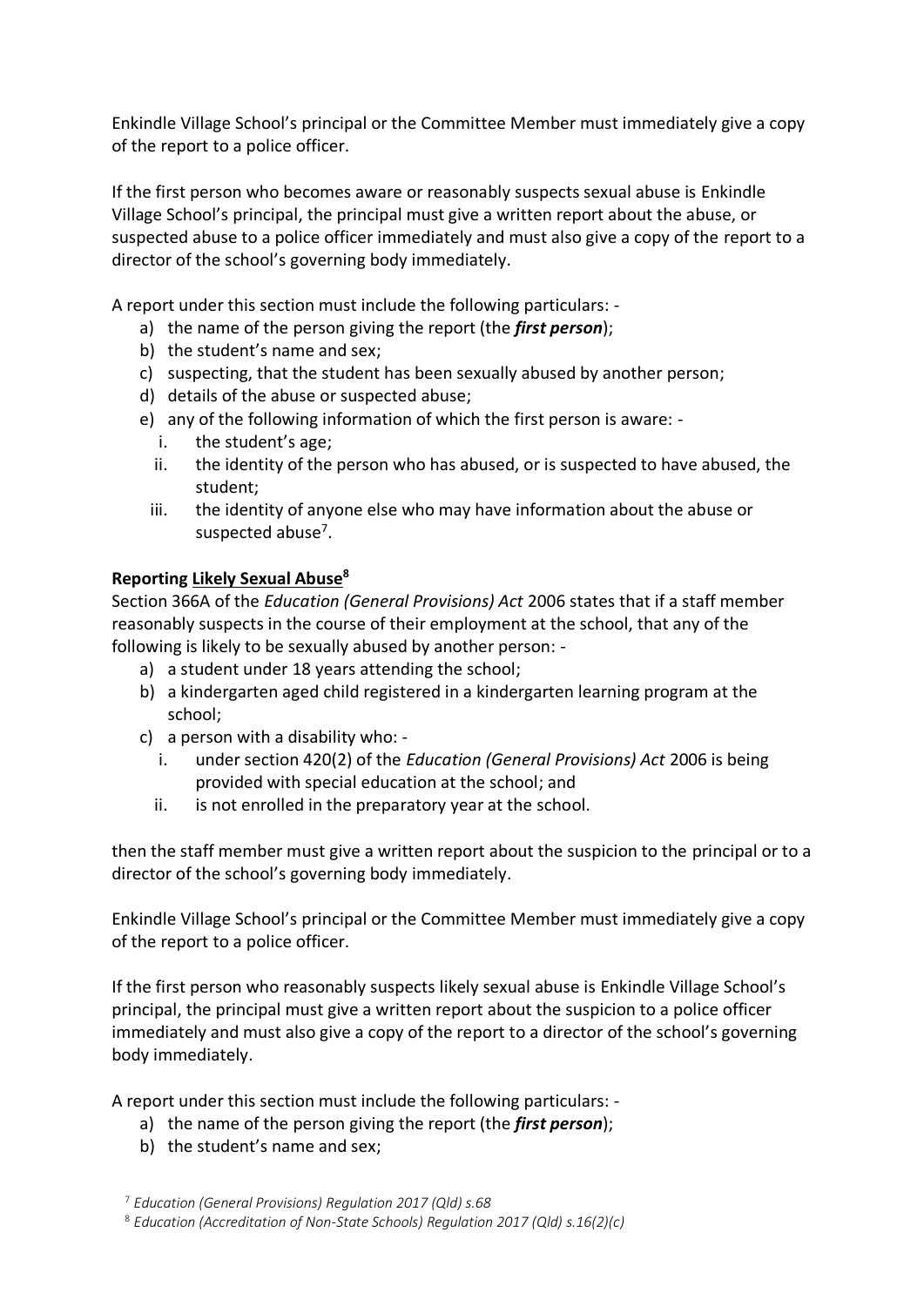Enkindle Village School's principal or the Committee Member must immediately give a copy of the report to a police officer.

If the first person who becomes aware or reasonably suspects sexual abuse is Enkindle Village School's principal, the principal must give a written report about the abuse, or suspected abuse to a police officer immediately and must also give a copy of the report to a director of the school's governing body immediately.

A report under this section must include the following particulars: -

a) the name of the person giving the report (the ***first person***);
b) the student's name and sex;
c) suspecting, that the student has been sexually abused by another person;
d) details of the abuse or suspected abuse;
e) any of the following information of which the first person is aware: -
   i. the student's age;
   ii. the identity of the person who has abused, or is suspected to have abused, the student;
   iii. the identity of anyone else who may have information about the abuse or suspected abuse[7].

**Reporting Likely Sexual Abuse[8]**

Section 366A of the *Education (General Provisions) Act* 2006 states that if a staff member reasonably suspects in the course of their employment at the school, that any of the following is likely to be sexually abused by another person: -

a) a student under 18 years attending the school;
b) a kindergarten aged child registered in a kindergarten learning program at the school;
c) a person with a disability who: -
   i. under section 420(2) of the *Education (General Provisions) Act* 2006 is being provided with special education at the school; and
   ii. is not enrolled in the preparatory year at the school.

then the staff member must give a written report about the suspicion to the principal or to a director of the school's governing body immediately.

Enkindle Village School's principal or the Committee Member must immediately give a copy of the report to a police officer.

If the first person who reasonably suspects likely sexual abuse is Enkindle Village School's principal, the principal must give a written report about the suspicion to a police officer immediately and must also give a copy of the report to a director of the school's governing body immediately.

A report under this section must include the following particulars: -

a) the name of the person giving the report (the ***first person***);
b) the student's name and sex;

[7] *Education (General Provisions) Regulation 2017 (Qld) s.68*

[8] *Education (Accreditation of Non-State Schools) Regulation 2017 (Qld) s.16(2)(c)*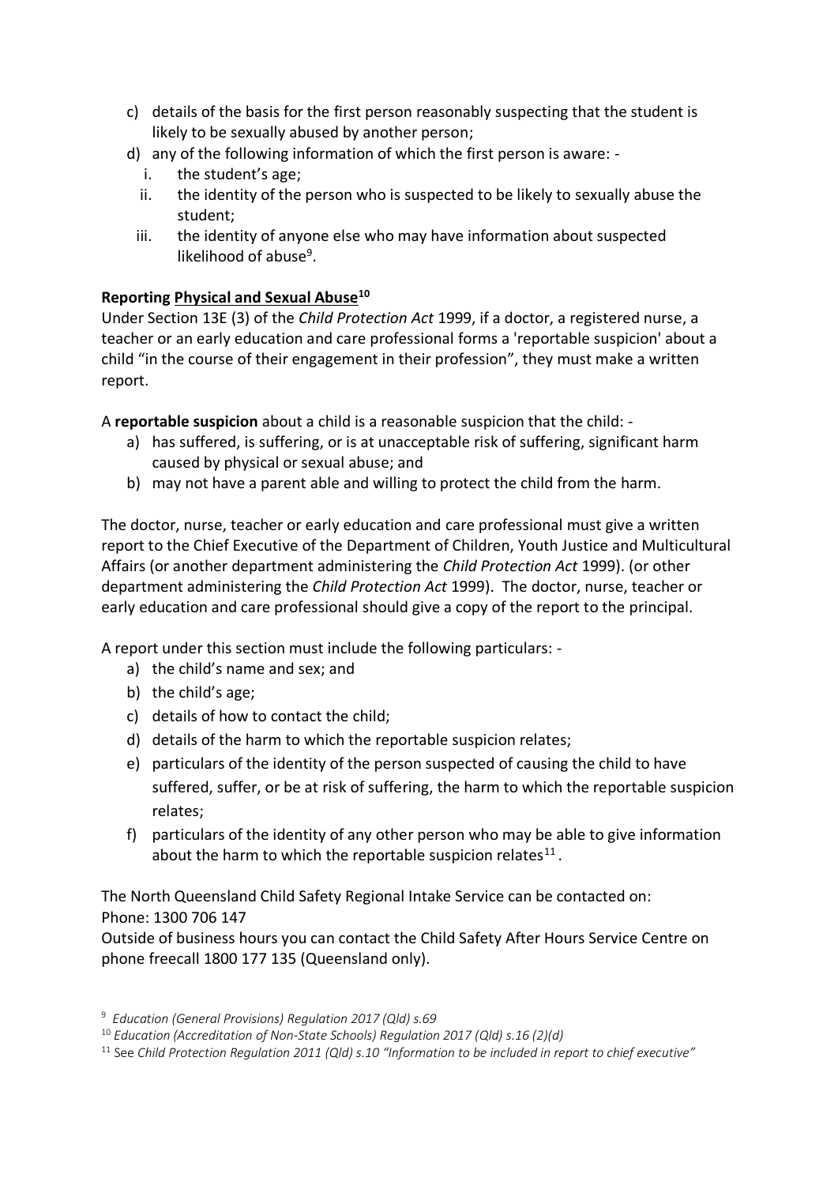c) details of the basis for the first person reasonably suspecting that the student is likely to be sexually abused by another person;
d) any of the following information of which the first person is aware: -
   i. the student's age;
   ii. the identity of the person who is suspected to be likely to sexually abuse the student;
   iii. the identity of anyone else who may have information about suspected likelihood of abuse[9].

**Reporting <u>Physical and Sexual Abuse</u>[10]**

Under Section 13E (3) of the *Child Protection Act* 1999, if a doctor, a registered nurse, a teacher or an early education and care professional forms a 'reportable suspicion' about a child "in the course of their engagement in their profession", they must make a written report.

A **reportable suspicion** about a child is a reasonable suspicion that the child: -

a) has suffered, is suffering, or is at unacceptable risk of suffering, significant harm caused by physical or sexual abuse; and
b) may not have a parent able and willing to protect the child from the harm.

The doctor, nurse, teacher or early education and care professional must give a written report to the Chief Executive of the Department of Children, Youth Justice and Multicultural Affairs (or another department administering the *Child Protection Act* 1999). (or other department administering the *Child Protection Act* 1999). The doctor, nurse, teacher or early education and care professional should give a copy of the report to the principal.

A report under this section must include the following particulars: -

a) the child's name and sex; and
b) the child's age;
c) details of how to contact the child;
d) details of the harm to which the reportable suspicion relates;
e) particulars of the identity of the person suspected of causing the child to have suffered, suffer, or be at risk of suffering, the harm to which the reportable suspicion relates;
f) particulars of the identity of any other person who may be able to give information about the harm to which the reportable suspicion relates[11].

The North Queensland Child Safety Regional Intake Service can be contacted on:
Phone: 1300 706 147
Outside of business hours you can contact the Child Safety After Hours Service Centre on phone freecall 1800 177 135 (Queensland only).

[9] *Education (General Provisions) Regulation 2017 (Qld) s.69*
[10] *Education (Accreditation of Non-State Schools) Regulation 2017 (Qld) s.16 (2)(d)*
[11] See *Child Protection Regulation 2011 (Qld) s.10 "Information to be included in report to chief executive"*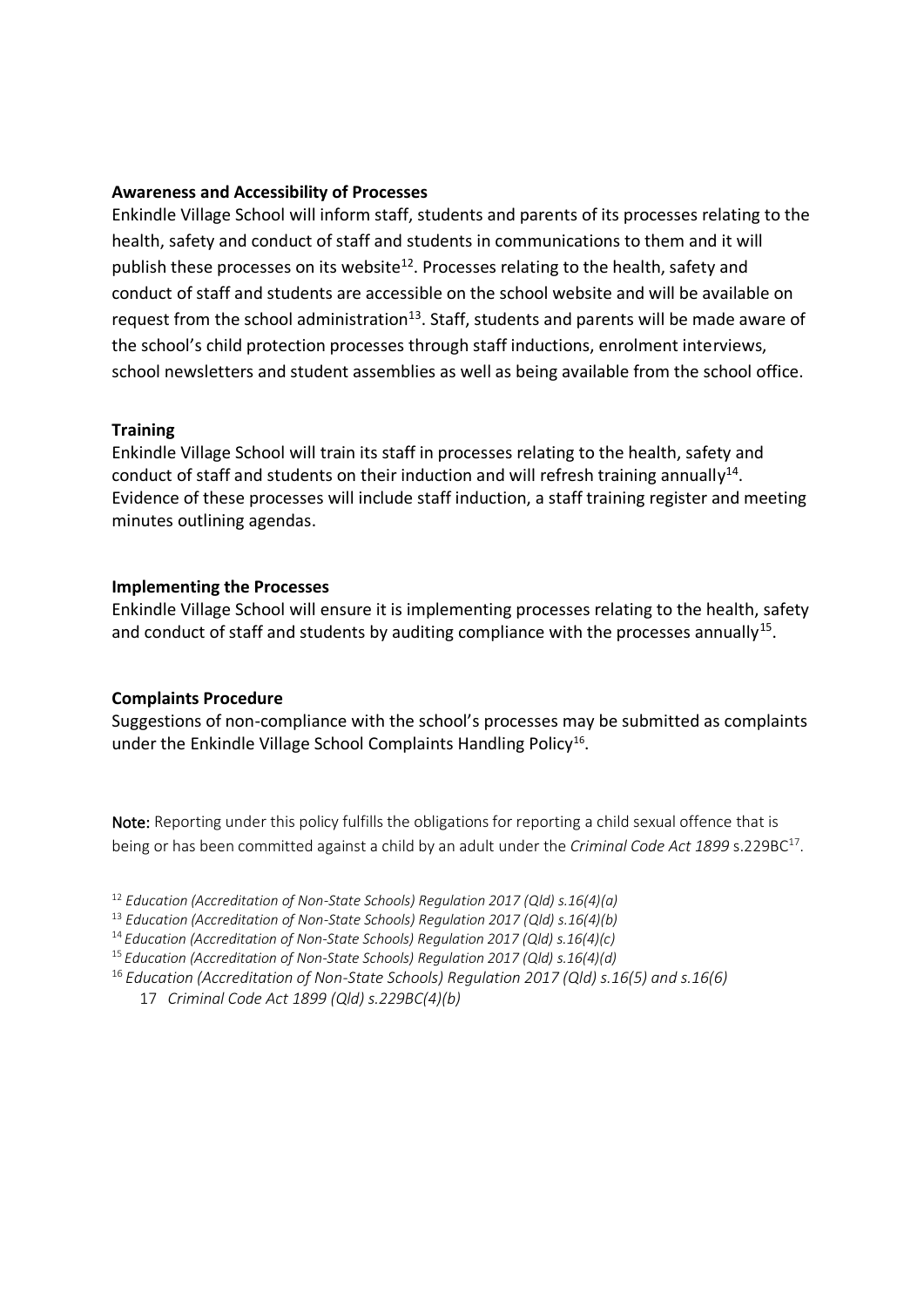**Awareness and Accessibility of Processes**

Enkindle Village School will inform staff, students and parents of its processes relating to the health, safety and conduct of staff and students in communications to them and it will publish these processes on its website[12]. Processes relating to the health, safety and conduct of staff and students are accessible on the school website and will be available on request from the school administration[13]. Staff, students and parents will be made aware of the school's child protection processes through staff inductions, enrolment interviews, school newsletters and student assemblies as well as being available from the school office.

**Training**

Enkindle Village School will train its staff in processes relating to the health, safety and conduct of staff and students on their induction and will refresh training annually[14]. Evidence of these processes will include staff induction, a staff training register and meeting minutes outlining agendas.

**Implementing the Processes**

Enkindle Village School will ensure it is implementing processes relating to the health, safety and conduct of staff and students by auditing compliance with the processes annually[15].

**Complaints Procedure**

Suggestions of non-compliance with the school's processes may be submitted as complaints under the Enkindle Village School Complaints Handling Policy[16].

**Note:** Reporting under this policy fulfills the obligations for reporting a child sexual offence that is being or has been committed against a child by an adult under the *Criminal Code Act 1899* s.229BC[17].

[12] *Education (Accreditation of Non-State Schools) Regulation 2017 (Qld) s.16(4)(a)*

[13] *Education (Accreditation of Non-State Schools) Regulation 2017 (Qld) s.16(4)(b)*

[14] *Education (Accreditation of Non-State Schools) Regulation 2017 (Qld) s.16(4)(c)*

[15] *Education (Accreditation of Non-State Schools) Regulation 2017 (Qld) s.16(4)(d)*

[16] *Education (Accreditation of Non-State Schools) Regulation 2017 (Qld) s.16(5) and s.16(6)*

17 *Criminal Code Act 1899 (Qld) s.229BC(4)(b)*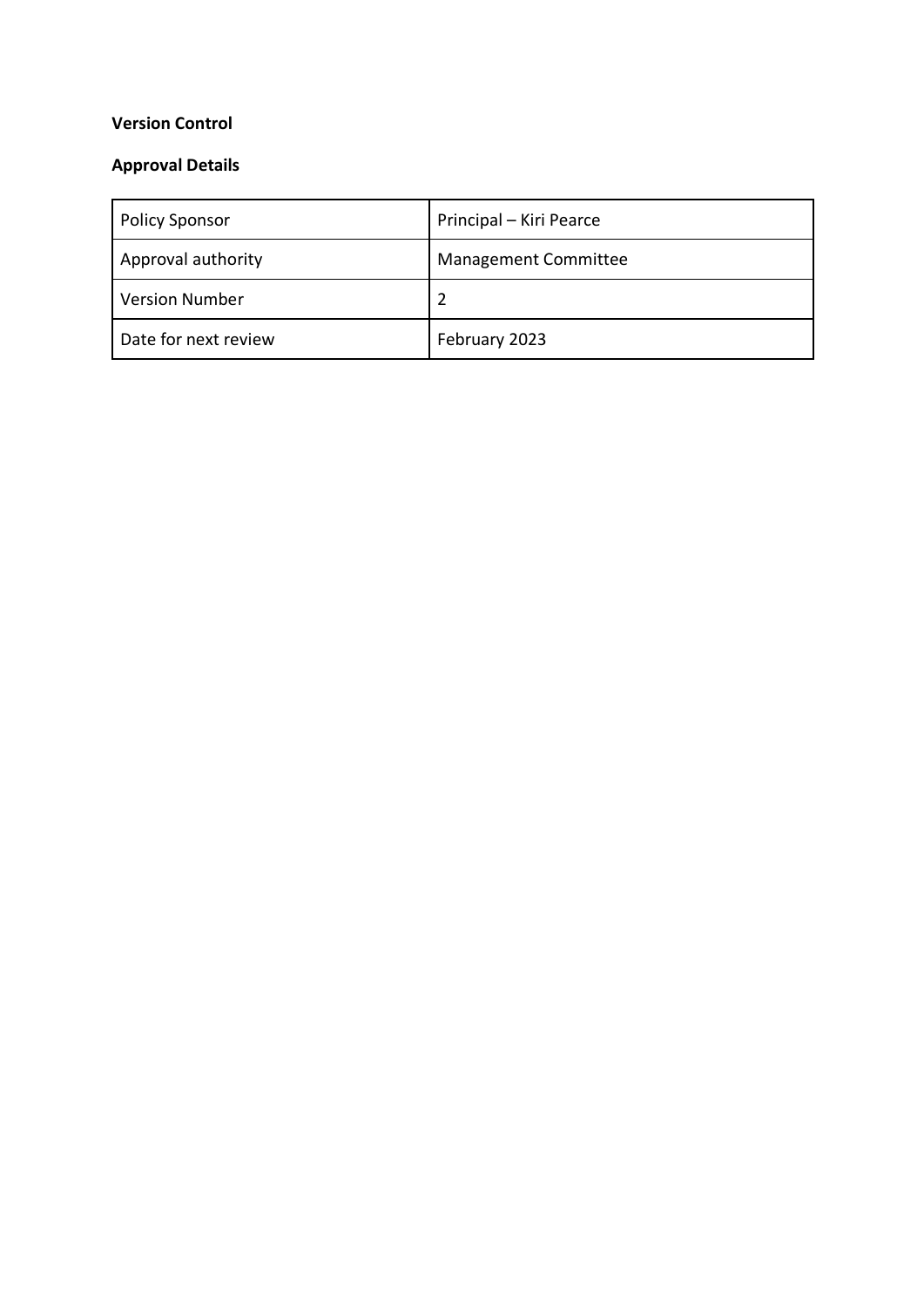**Version Control**

**Approval Details**

| | |
|---|---|
| Policy Sponsor | Principal – Kiri Pearce |
| Approval authority | Management Committee |
| Version Number | 2 |
| Date for next review | February 2023 |